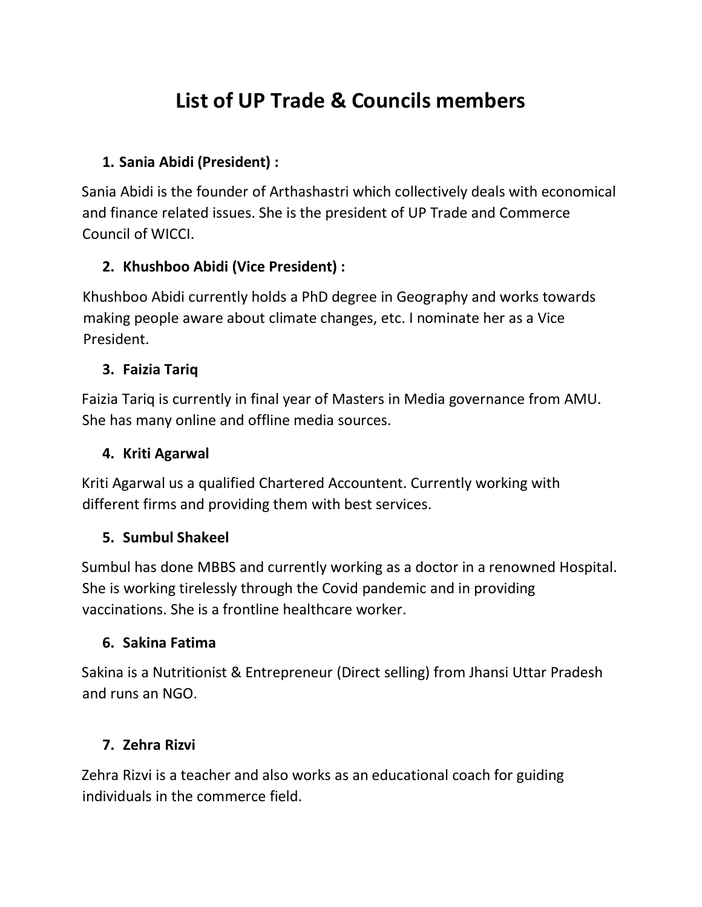# List of UP Trade & Councils members

1. **Sania Abidi (President) :**

Sania Abidi is the founder of Arthashastri which collectively deals with economical and finance related issues. She is the president of UP Trade and Commerce Council of WICCI.

2. **Khushboo Abidi (Vice President) :**

Khushboo Abidi currently holds a PhD degree in Geography and works towards making people aware about climate changes, etc. I nominate her as a Vice President.

3. **Faizia Tariq**

Faizia Tariq is currently in final year of Masters in Media governance from AMU. She has many online and offline media sources.

4. **Kriti Agarwal**

Kriti Agarwal us a qualified Chartered Accountent. Currently working with different firms and providing them with best services.

5. **Sumbul Shakeel**

Sumbul has done MBBS and currently working as a doctor in a renowned Hospital. She is working tirelessly through the Covid pandemic and in providing vaccinations. She is a frontline healthcare worker.

6. **Sakina Fatima**

Sakina is a Nutritionist & Entrepreneur (Direct selling) from Jhansi Uttar Pradesh and runs an NGO.

7. **Zehra Rizvi**

Zehra Rizvi is a teacher and also works as an educational coach for guiding individuals in the commerce field.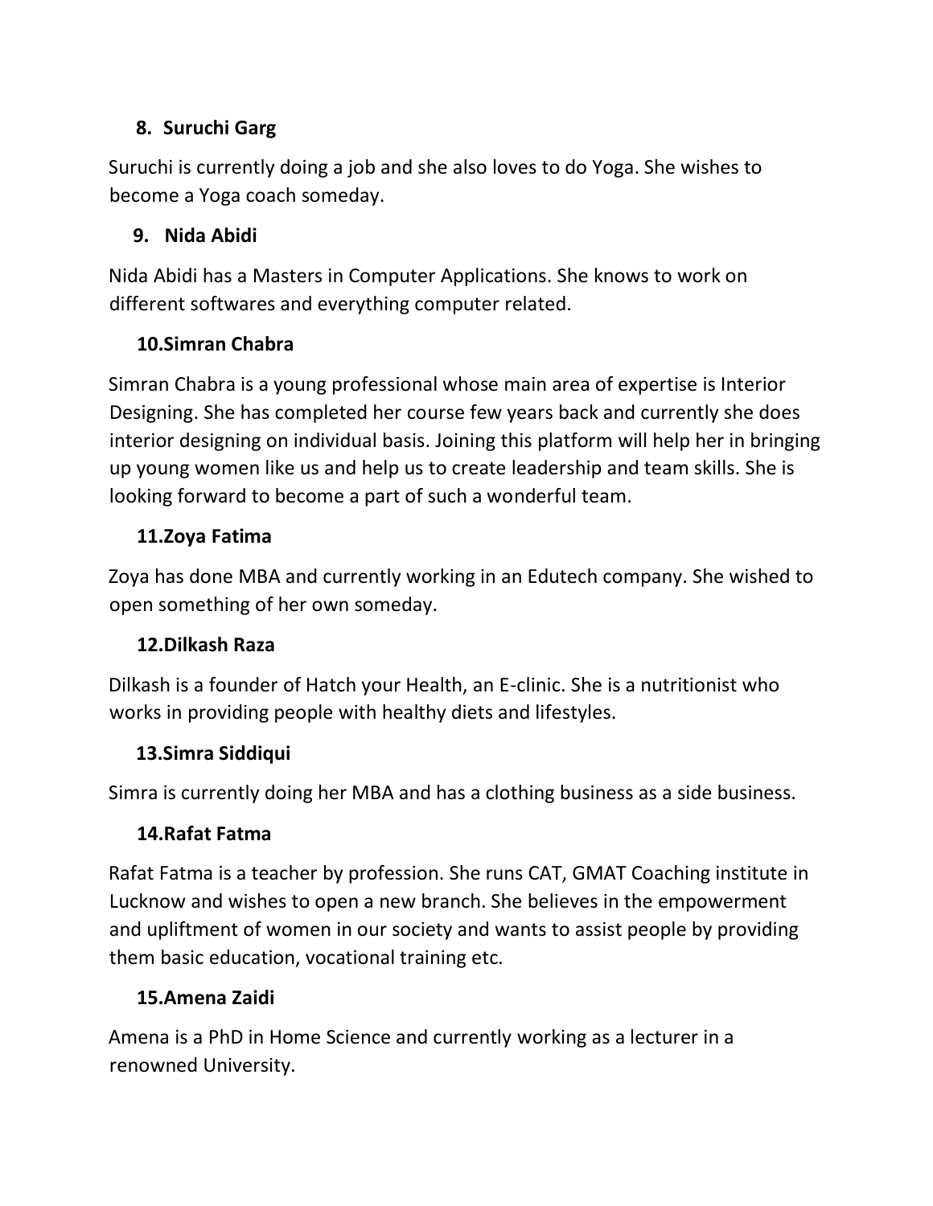**8. Suruchi Garg**

Suruchi is currently doing a job and she also loves to do Yoga. She wishes to become a Yoga coach someday.

**9. Nida Abidi**

Nida Abidi has a Masters in Computer Applications. She knows to work on different softwares and everything computer related.

**10.Simran Chabra**

Simran Chabra is a young professional whose main area of expertise is Interior Designing. She has completed her course few years back and currently she does interior designing on individual basis. Joining this platform will help her in bringing up young women like us and help us to create leadership and team skills. She is looking forward to become a part of such a wonderful team.

**11.Zoya Fatima**

Zoya has done MBA and currently working in an Edutech company. She wished to open something of her own someday.

**12.Dilkash Raza**

Dilkash is a founder of Hatch your Health, an E-clinic. She is a nutritionist who works in providing people with healthy diets and lifestyles.

**13.Simra Siddiqui**

Simra is currently doing her MBA and has a clothing business as a side business.

**14.Rafat Fatma**

Rafat Fatma is a teacher by profession. She runs CAT, GMAT Coaching institute in Lucknow and wishes to open a new branch. She believes in the empowerment and upliftment of women in our society and wants to assist people by providing them basic education, vocational training etc.

**15.Amena Zaidi**

Amena is a PhD in Home Science and currently working as a lecturer in a renowned University.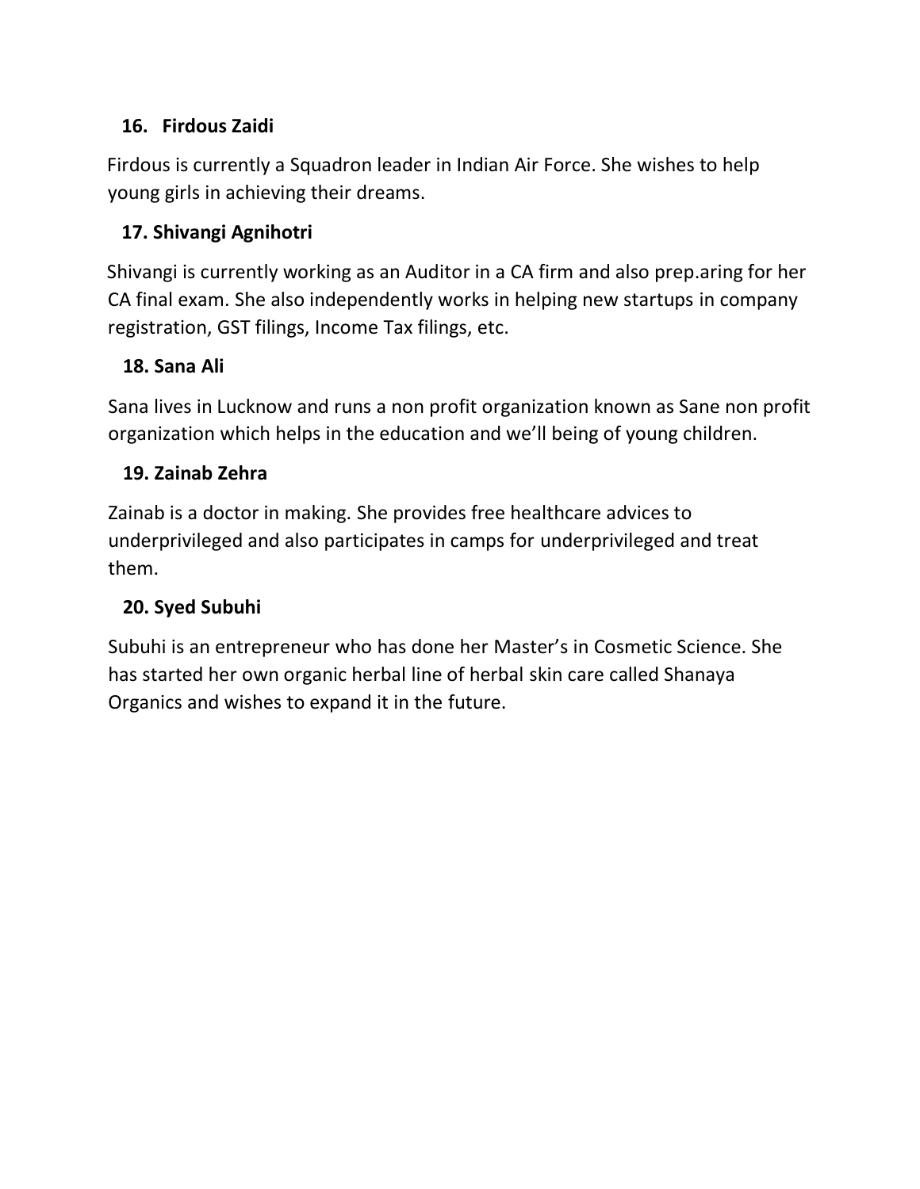**16. Firdous Zaidi**

Firdous is currently a Squadron leader in Indian Air Force. She wishes to help young girls in achieving their dreams.

**17. Shivangi Agnihotri**

Shivangi is currently working as an Auditor in a CA firm and also prep.aring for her CA final exam. She also independently works in helping new startups in company registration, GST filings, Income Tax filings, etc.

**18. Sana Ali**

Sana lives in Lucknow and runs a non profit organization known as Sane non profit organization which helps in the education and we'll being of young children.

**19. Zainab Zehra**

Zainab is a doctor in making. She provides free healthcare advices to underprivileged and also participates in camps for underprivileged and treat them.

**20. Syed Subuhi**

Subuhi is an entrepreneur who has done her Master's in Cosmetic Science. She has started her own organic herbal line of herbal skin care called Shanaya Organics and wishes to expand it in the future.